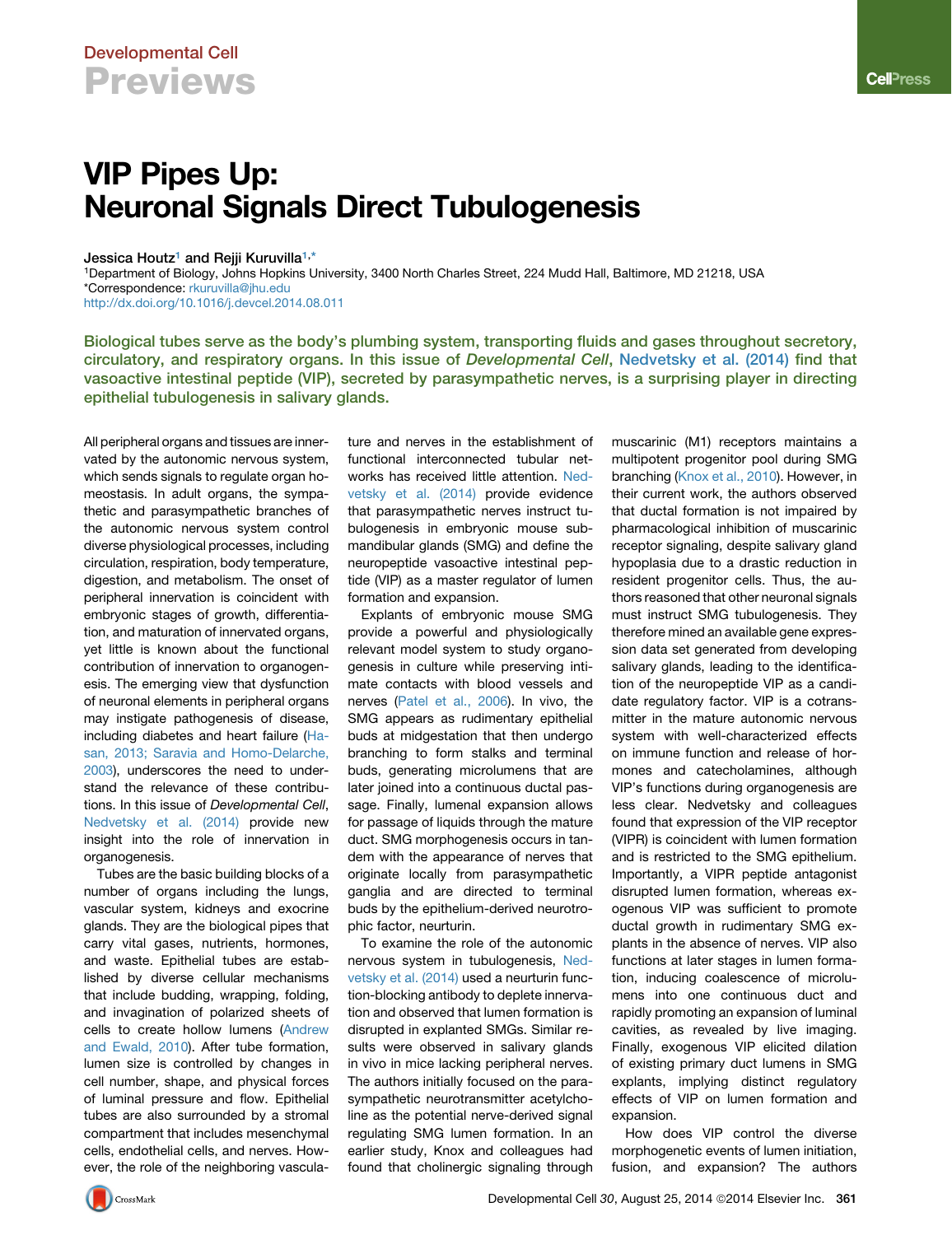# VIP Pipes Up: Neuronal Signals Direct Tubulogenesis

**Jessica Houtz**[1] **and Rejji Kuruvilla**[1,*]

[1]Department of Biology, Johns Hopkins University, 3400 North Charles Street, 224 Mudd Hall, Baltimore, MD 21218, USA

*Correspondence: rkuruvilla@jhu.edu

http://dx.doi.org/10.1016/j.devcel.2014.08.011

**Biological tubes serve as the body's plumbing system, transporting fluids and gases throughout secretory, circulatory, and respiratory organs. In this issue of *Developmental Cell*, Nedvetsky et al. (2014) find that vasoactive intestinal peptide (VIP), secreted by parasympathetic nerves, is a surprising player in directing epithelial tubulogenesis in salivary glands.**

All peripheral organs and tissues are innervated by the autonomic nervous system, which sends signals to regulate organ homeostasis. In adult organs, the sympathetic and parasympathetic branches of the autonomic nervous system control diverse physiological processes, including circulation, respiration, body temperature, digestion, and metabolism. The onset of peripheral innervation is coincident with embryonic stages of growth, differentiation, and maturation of innervated organs, yet little is known about the functional contribution of innervation to organogenesis. The emerging view that dysfunction of neuronal elements in peripheral organs may instigate pathogenesis of disease, including diabetes and heart failure (Hasan, 2013; Saravia and Homo-Delarche, 2003), underscores the need to understand the relevance of these contributions. In this issue of *Developmental Cell*, Nedvetsky et al. (2014) provide new insight into the role of innervation in organogenesis.

Tubes are the basic building blocks of a number of organs including the lungs, vascular system, kidneys and exocrine glands. They are the biological pipes that carry vital gases, nutrients, hormones, and waste. Epithelial tubes are established by diverse cellular mechanisms that include budding, wrapping, folding, and invagination of polarized sheets of cells to create hollow lumens (Andrew and Ewald, 2010). After tube formation, lumen size is controlled by changes in cell number, shape, and physical forces of luminal pressure and flow. Epithelial tubes are also surrounded by a stromal compartment that includes mesenchymal cells, endothelial cells, and nerves. However, the role of the neighboring vasculature and nerves in the establishment of functional interconnected tubular networks has received little attention. Nedvetsky et al. (2014) provide evidence that parasympathetic nerves instruct tubulogenesis in embryonic mouse submandibular glands (SMG) and define the neuropeptide vasoactive intestinal peptide (VIP) as a master regulator of lumen formation and expansion.

Explants of embryonic mouse SMG provide a powerful and physiologically relevant model system to study organogenesis in culture while preserving intimate contacts with blood vessels and nerves (Patel et al., 2006). In vivo, the SMG appears as rudimentary epithelial buds at midgestation that then undergo branching to form stalks and terminal buds, generating microlumens that are later joined into a continuous ductal passage. Finally, lumenal expansion allows for passage of liquids through the mature duct. SMG morphogenesis occurs in tandem with the appearance of nerves that originate locally from parasympathetic ganglia and are directed to terminal buds by the epithelium-derived neurotrophic factor, neurturin.

To examine the role of the autonomic nervous system in tubulogenesis, Nedvetsky et al. (2014) used a neurturin function-blocking antibody to deplete innervation and observed that lumen formation is disrupted in explanted SMGs. Similar results were observed in salivary glands in vivo in mice lacking peripheral nerves. The authors initially focused on the parasympathetic neurotransmitter acetylcholine as the potential nerve-derived signal regulating SMG lumen formation. In an earlier study, Knox and colleagues had found that cholinergic signaling through muscarinic (M1) receptors maintains a multipotent progenitor pool during SMG branching (Knox et al., 2010). However, in their current work, the authors observed that ductal formation is not impaired by pharmacological inhibition of muscarinic receptor signaling, despite salivary gland hypoplasia due to a drastic reduction in resident progenitor cells. Thus, the authors reasoned that other neuronal signals must instruct SMG tubulogenesis. They therefore mined an available gene expression data set generated from developing salivary glands, leading to the identification of the neuropeptide VIP as a candidate regulatory factor. VIP is a cotransmitter in the mature autonomic nervous system with well-characterized effects on immune function and release of hormones and catecholamines, although VIP's functions during organogenesis are less clear. Nedvetsky and colleagues found that expression of the VIP receptor (VIPR) is coincident with lumen formation and is restricted to the SMG epithelium. Importantly, a VIPR peptide antagonist disrupted lumen formation, whereas exogenous VIP was sufficient to promote ductal growth in rudimentary SMG explants in the absence of nerves. VIP also functions at later stages in lumen formation, inducing coalescence of microlumens into one continuous duct and rapidly promoting an expansion of luminal cavities, as revealed by live imaging. Finally, exogenous VIP elicited dilation of existing primary duct lumens in SMG explants, implying distinct regulatory effects of VIP on lumen formation and expansion.

How does VIP control the diverse morphogenetic events of lumen initiation, fusion, and expansion? The authors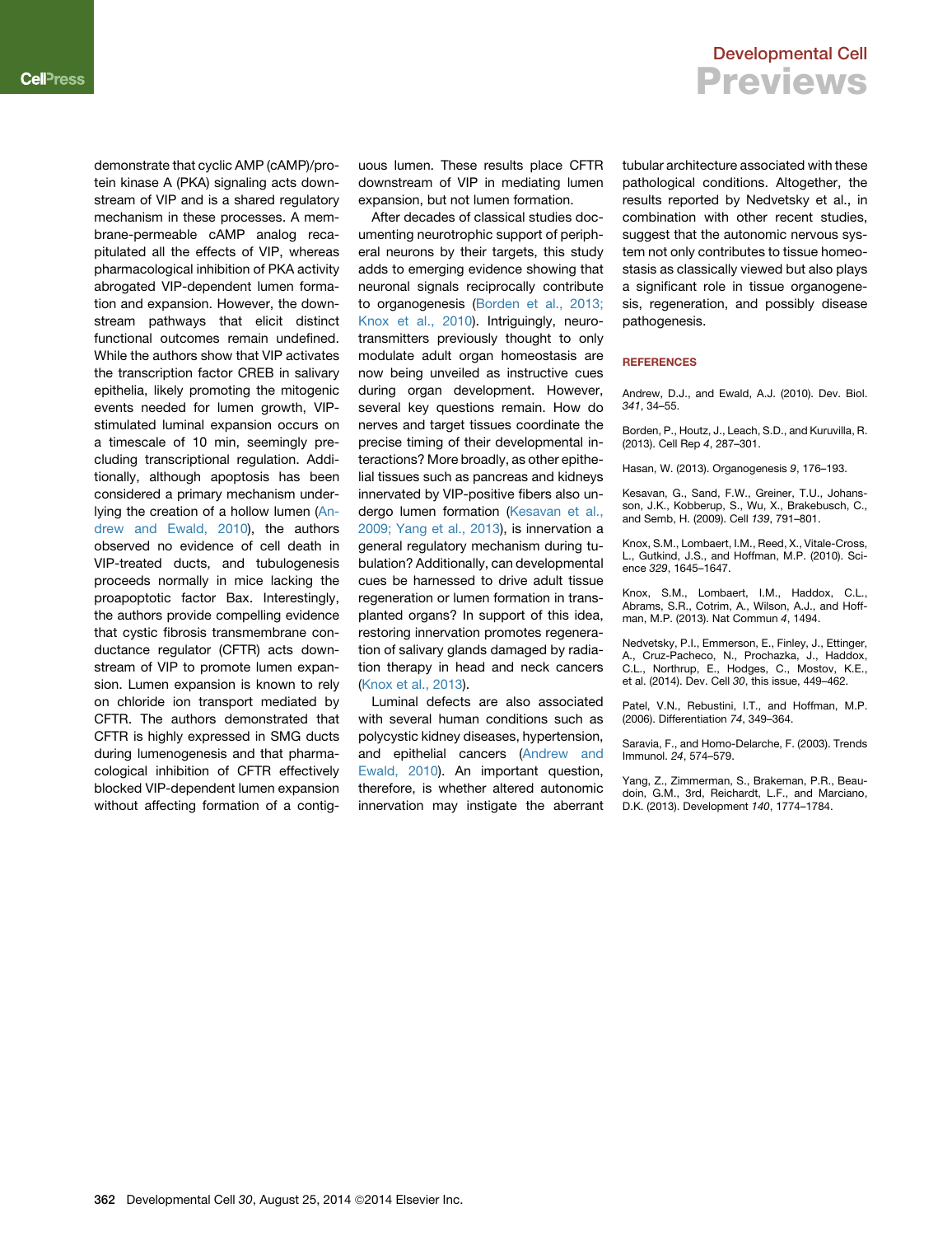demonstrate that cyclic AMP (cAMP)/protein kinase A (PKA) signaling acts downstream of VIP and is a shared regulatory mechanism in these processes. A membrane-permeable cAMP analog recapitulated all the effects of VIP, whereas pharmacological inhibition of PKA activity abrogated VIP-dependent lumen formation and expansion. However, the downstream pathways that elicit distinct functional outcomes remain undefined. While the authors show that VIP activates the transcription factor CREB in salivary epithelia, likely promoting the mitogenic events needed for lumen growth, VIP-stimulated luminal expansion occurs on a timescale of 10 min, seemingly precluding transcriptional regulation. Additionally, although apoptosis has been considered a primary mechanism underlying the creation of a hollow lumen (Andrew and Ewald, 2010), the authors observed no evidence of cell death in VIP-treated ducts, and tubulogenesis proceeds normally in mice lacking the proapoptotic factor Bax. Interestingly, the authors provide compelling evidence that cystic fibrosis transmembrane conductance regulator (CFTR) acts downstream of VIP to promote lumen expansion. Lumen expansion is known to rely on chloride ion transport mediated by CFTR. The authors demonstrated that CFTR is highly expressed in SMG ducts during lumenogenesis and that pharmacological inhibition of CFTR effectively blocked VIP-dependent lumen expansion without affecting formation of a contiguous lumen. These results place CFTR downstream of VIP in mediating lumen expansion, but not lumen formation.

After decades of classical studies documenting neurotrophic support of peripheral neurons by their targets, this study adds to emerging evidence showing that neuronal signals reciprocally contribute to organogenesis (Borden et al., 2013; Knox et al., 2010). Intriguingly, neurotransmitters previously thought to only modulate adult organ homeostasis are now being unveiled as instructive cues during organ development. However, several key questions remain. How do nerves and target tissues coordinate the precise timing of their developmental interactions? More broadly, as other epithelial tissues such as pancreas and kidneys innervated by VIP-positive fibers also undergo lumen formation (Kesavan et al., 2009; Yang et al., 2013), is innervation a general regulatory mechanism during tubulation? Additionally, can developmental cues be harnessed to drive adult tissue regeneration or lumen formation in transplanted organs? In support of this idea, restoring innervation promotes regeneration of salivary glands damaged by radiation therapy in head and neck cancers (Knox et al., 2013).

Luminal defects are also associated with several human conditions such as polycystic kidney diseases, hypertension, and epithelial cancers (Andrew and Ewald, 2010). An important question, therefore, is whether altered autonomic innervation may instigate the aberrant tubular architecture associated with these pathological conditions. Altogether, the results reported by Nedvetsky et al., in combination with other recent studies, suggest that the autonomic nervous system not only contributes to tissue homeostasis as classically viewed but also plays a significant role in tissue organogenesis, regeneration, and possibly disease pathogenesis.

## REFERENCES

Andrew, D.J., and Ewald, A.J. (2010). Dev. Biol. *341*, 34–55.

Borden, P., Houtz, J., Leach, S.D., and Kuruvilla, R. (2013). Cell Rep *4*, 287–301.

Hasan, W. (2013). Organogenesis *9*, 176–193.

Kesavan, G., Sand, F.W., Greiner, T.U., Johansson, J.K., Kobberup, S., Wu, X., Brakebusch, C., and Semb, H. (2009). Cell *139*, 791–801.

Knox, S.M., Lombaert, I.M., Reed, X., Vitale-Cross, L., Gutkind, J.S., and Hoffman, M.P. (2010). Science *329*, 1645–1647.

Knox, S.M., Lombaert, I.M., Haddox, C.L., Abrams, S.R., Cotrim, A., Wilson, A.J., and Hoffman, M.P. (2013). Nat Commun *4*, 1494.

Nedvetsky, P.I., Emmerson, E., Finley, J., Ettinger, A., Cruz-Pacheco, N., Prochazka, J., Haddox, C.L., Northrup, E., Hodges, C., Mostov, K.E., et al. (2014). Dev. Cell *30*, this issue, 449–462.

Patel, V.N., Rebustini, I.T., and Hoffman, M.P. (2006). Differentiation *74*, 349–364.

Saravia, F., and Homo-Delarche, F. (2003). Trends Immunol. *24*, 574–579.

Yang, Z., Zimmerman, S., Brakeman, P.R., Beaudoin, G.M., 3rd, Reichardt, L.F., and Marciano, D.K. (2013). Development *140*, 1774–1784.